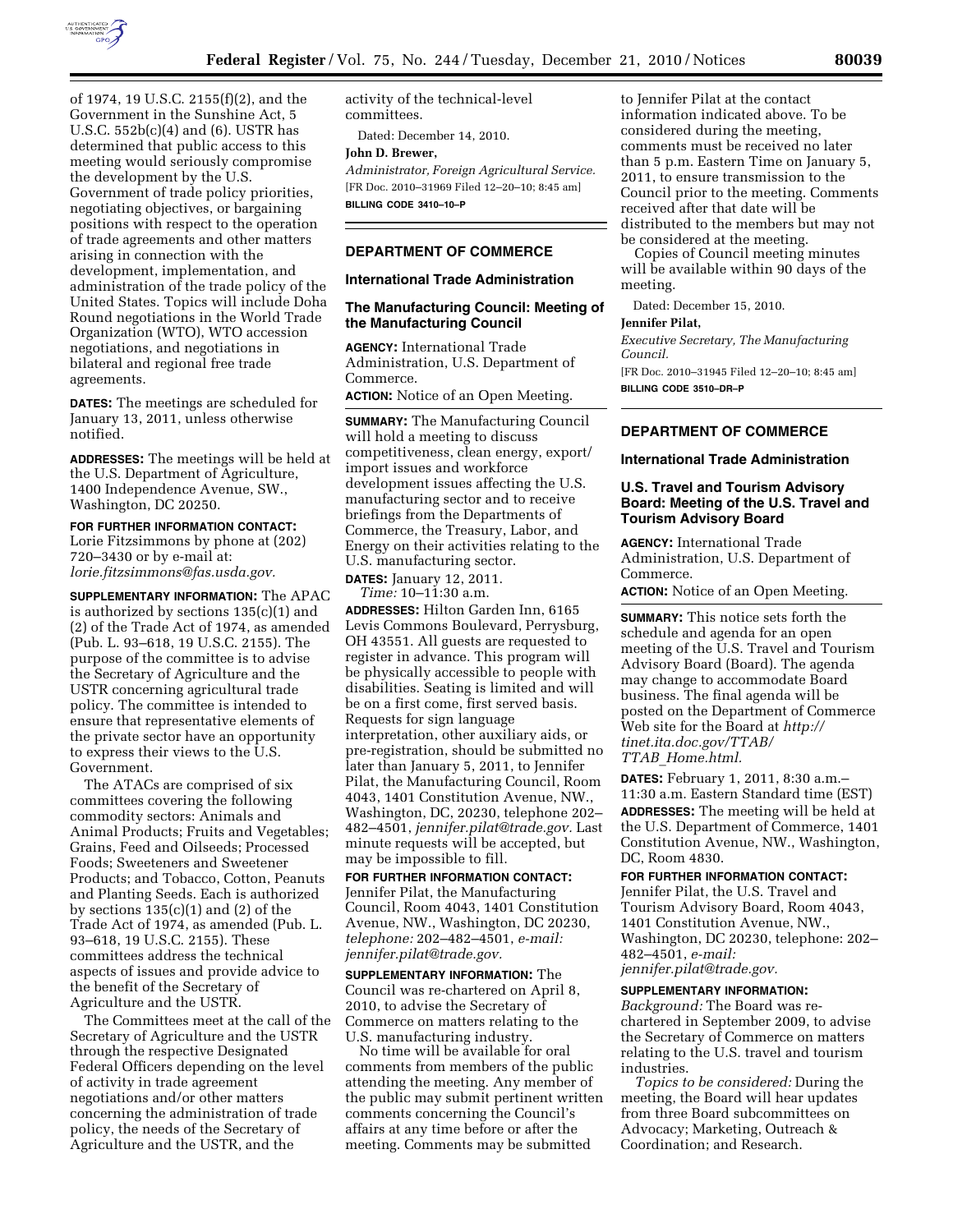of 1974, 19 U.S.C. 2155(f)(2), and the Government in the Sunshine Act, 5 U.S.C. 552b(c)(4) and (6). USTR has determined that public access to this meeting would seriously compromise the development by the U.S. Government of trade policy priorities, negotiating objectives, or bargaining positions with respect to the operation of trade agreements and other matters arising in connection with the development, implementation, and administration of the trade policy of the United States. Topics will include Doha Round negotiations in the World Trade Organization (WTO), WTO accession negotiations, and negotiations in bilateral and regional free trade agreements.

**DATES:** The meetings are scheduled for January 13, 2011, unless otherwise notified.

**ADDRESSES:** The meetings will be held at the U.S. Department of Agriculture, 1400 Independence Avenue, SW., Washington, DC 20250.

**FOR FURTHER INFORMATION CONTACT:** Lorie Fitzsimmons by phone at (202) 720–3430 or by e-mail at: *lorie.fitzsimmons@fas.usda.gov.*

**SUPPLEMENTARY INFORMATION:** The APAC is authorized by sections 135(c)(1) and (2) of the Trade Act of 1974, as amended (Pub. L. 93–618, 19 U.S.C. 2155). The purpose of the committee is to advise the Secretary of Agriculture and the USTR concerning agricultural trade policy. The committee is intended to ensure that representative elements of the private sector have an opportunity to express their views to the U.S. Government.

The ATACs are comprised of six committees covering the following commodity sectors: Animals and Animal Products; Fruits and Vegetables; Grains, Feed and Oilseeds; Processed Foods; Sweeteners and Sweetener Products; and Tobacco, Cotton, Peanuts and Planting Seeds. Each is authorized by sections 135(c)(1) and (2) of the Trade Act of 1974, as amended (Pub. L. 93–618, 19 U.S.C. 2155). These committees address the technical aspects of issues and provide advice to the benefit of the Secretary of Agriculture and the USTR.

The Committees meet at the call of the Secretary of Agriculture and the USTR through the respective Designated Federal Officers depending on the level of activity in trade agreement negotiations and/or other matters concerning the administration of trade policy, the needs of the Secretary of Agriculture and the USTR, and the activity of the technical-level committees.

Dated: December 14, 2010.

**John D. Brewer,**

*Administrator, Foreign Agricultural Service.*

[FR Doc. 2010–31969 Filed 12–20–10; 8:45 am]

**BILLING CODE 3410–10–P**

## DEPARTMENT OF COMMERCE

### International Trade Administration

### The Manufacturing Council: Meeting of the Manufacturing Council

**AGENCY:** International Trade Administration, U.S. Department of Commerce.

**ACTION:** Notice of an Open Meeting.

**SUMMARY:** The Manufacturing Council will hold a meeting to discuss competitiveness, clean energy, export/import issues and workforce development issues affecting the U.S. manufacturing sector and to receive briefings from the Departments of Commerce, the Treasury, Labor, and Energy on their activities relating to the U.S. manufacturing sector.

**DATES:** January 12, 2011.

*Time:* 10–11:30 a.m.

**ADDRESSES:** Hilton Garden Inn, 6165 Levis Commons Boulevard, Perrysburg, OH 43551. All guests are requested to register in advance. This program will be physically accessible to people with disabilities. Seating is limited and will be on a first come, first served basis. Requests for sign language interpretation, other auxiliary aids, or pre-registration, should be submitted no later than January 5, 2011, to Jennifer Pilat, the Manufacturing Council, Room 4043, 1401 Constitution Avenue, NW., Washington, DC, 20230, telephone 202–482–4501, *jennifer.pilat@trade.gov.* Last minute requests will be accepted, but may be impossible to fill.

**FOR FURTHER INFORMATION CONTACT:** Jennifer Pilat, the Manufacturing Council, Room 4043, 1401 Constitution Avenue, NW., Washington, DC 20230, *telephone:* 202–482–4501, *e-mail: jennifer.pilat@trade.gov.*

**SUPPLEMENTARY INFORMATION:** The Council was re-chartered on April 8, 2010, to advise the Secretary of Commerce on matters relating to the U.S. manufacturing industry.

No time will be available for oral comments from members of the public attending the meeting. Any member of the public may submit pertinent written comments concerning the Council's affairs at any time before or after the meeting. Comments may be submitted to Jennifer Pilat at the contact information indicated above. To be considered during the meeting, comments must be received no later than 5 p.m. Eastern Time on January 5, 2011, to ensure transmission to the Council prior to the meeting. Comments received after that date will be distributed to the members but may not be considered at the meeting.

Copies of Council meeting minutes will be available within 90 days of the meeting.

Dated: December 15, 2010.

**Jennifer Pilat,**

*Executive Secretary, The Manufacturing Council.*

[FR Doc. 2010–31945 Filed 12–20–10; 8:45 am]

**BILLING CODE 3510–DR–P**

## DEPARTMENT OF COMMERCE

### International Trade Administration

### U.S. Travel and Tourism Advisory Board: Meeting of the U.S. Travel and Tourism Advisory Board

**AGENCY:** International Trade Administration, U.S. Department of Commerce.

**ACTION:** Notice of an Open Meeting.

**SUMMARY:** This notice sets forth the schedule and agenda for an open meeting of the U.S. Travel and Tourism Advisory Board (Board). The agenda may change to accommodate Board business. The final agenda will be posted on the Department of Commerce Web site for the Board at *http://tinet.ita.doc.gov/TTAB/TTAB_Home.html.*

**DATES:** February 1, 2011, 8:30 a.m.–11:30 a.m. Eastern Standard time (EST)

**ADDRESSES:** The meeting will be held at the U.S. Department of Commerce, 1401 Constitution Avenue, NW., Washington, DC, Room 4830.

**FOR FURTHER INFORMATION CONTACT:** Jennifer Pilat, the U.S. Travel and Tourism Advisory Board, Room 4043, 1401 Constitution Avenue, NW., Washington, DC 20230, telephone: 202–482–4501, *e-mail: jennifer.pilat@trade.gov.*

**SUPPLEMENTARY INFORMATION:**

*Background:* The Board was re-chartered in September 2009, to advise the Secretary of Commerce on matters relating to the U.S. travel and tourism industries.

*Topics to be considered:* During the meeting, the Board will hear updates from three Board subcommittees on Advocacy; Marketing, Outreach & Coordination; and Research.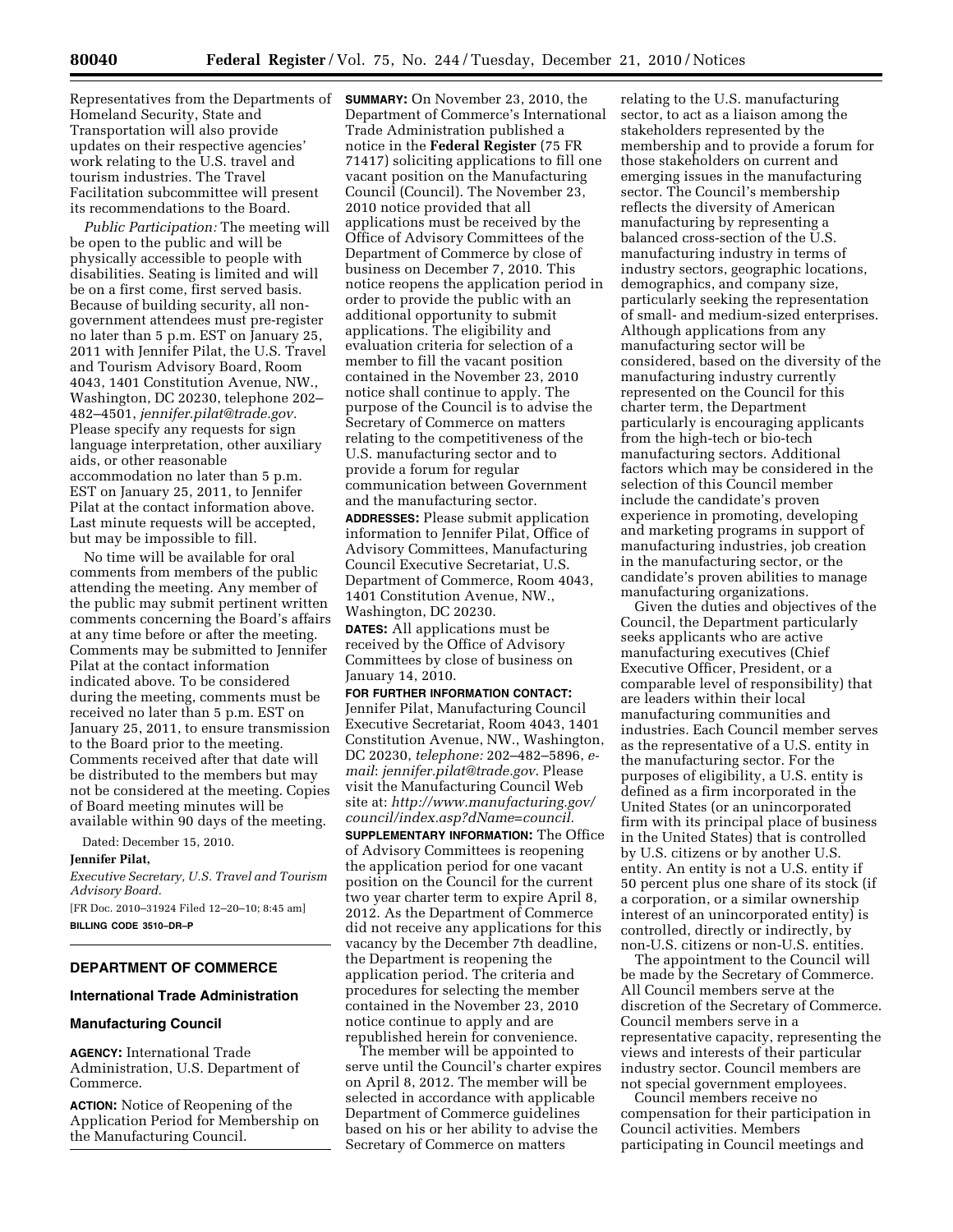Representatives from the Departments of Homeland Security, State and Transportation will also provide updates on their respective agencies' work relating to the U.S. travel and tourism industries. The Travel Facilitation subcommittee will present its recommendations to the Board.

*Public Participation:* The meeting will be open to the public and will be physically accessible to people with disabilities. Seating is limited and will be on a first come, first served basis. Because of building security, all non-government attendees must pre-register no later than 5 p.m. EST on January 25, 2011 with Jennifer Pilat, the U.S. Travel and Tourism Advisory Board, Room 4043, 1401 Constitution Avenue, NW., Washington, DC 20230, telephone 202–482–4501, *jennifer.pilat@trade.gov.* Please specify any requests for sign language interpretation, other auxiliary aids, or other reasonable accommodation no later than 5 p.m. EST on January 25, 2011, to Jennifer Pilat at the contact information above. Last minute requests will be accepted, but may be impossible to fill.

No time will be available for oral comments from members of the public attending the meeting. Any member of the public may submit pertinent written comments concerning the Board's affairs at any time before or after the meeting. Comments may be submitted to Jennifer Pilat at the contact information indicated above. To be considered during the meeting, comments must be received no later than 5 p.m. EST on January 25, 2011, to ensure transmission to the Board prior to the meeting. Comments received after that date will be distributed to the members but may not be considered at the meeting. Copies of Board meeting minutes will be available within 90 days of the meeting.

Dated: December 15, 2010.

**Jennifer Pilat,**

*Executive Secretary, U.S. Travel and Tourism Advisory Board.*

[FR Doc. 2010–31924 Filed 12–20–10; 8:45 am]

**BILLING CODE 3510–DR–P**

## DEPARTMENT OF COMMERCE

### International Trade Administration

### Manufacturing Council

**AGENCY:** International Trade Administration, U.S. Department of Commerce.

**ACTION:** Notice of Reopening of the Application Period for Membership on the Manufacturing Council.

**SUMMARY:** On November 23, 2010, the Department of Commerce's International Trade Administration published a notice in the **Federal Register** (75 FR 71417) soliciting applications to fill one vacant position on the Manufacturing Council (Council). The November 23, 2010 notice provided that all applications must be received by the Office of Advisory Committees of the Department of Commerce by close of business on December 7, 2010. This notice reopens the application period in order to provide the public with an additional opportunity to submit applications. The eligibility and evaluation criteria for selection of a member to fill the vacant position contained in the November 23, 2010 notice shall continue to apply. The purpose of the Council is to advise the Secretary of Commerce on matters relating to the competitiveness of the U.S. manufacturing sector and to provide a forum for regular communication between Government and the manufacturing sector.

**ADDRESSES:** Please submit application information to Jennifer Pilat, Office of Advisory Committees, Manufacturing Council Executive Secretariat, U.S. Department of Commerce, Room 4043, 1401 Constitution Avenue, NW., Washington, DC 20230.

**DATES:** All applications must be received by the Office of Advisory Committees by close of business on January 14, 2010.

**FOR FURTHER INFORMATION CONTACT:** Jennifer Pilat, Manufacturing Council Executive Secretariat, Room 4043, 1401 Constitution Avenue, NW., Washington, DC 20230, *telephone:* 202–482–5896, *e-mail*: *jennifer.pilat@trade.gov*. Please visit the Manufacturing Council Web site at: *http://www.manufacturing.gov/council/index.asp?dName=council.*

**SUPPLEMENTARY INFORMATION:** The Office of Advisory Committees is reopening the application period for one vacant position on the Council for the current two year charter term to expire April 8, 2012. As the Department of Commerce did not receive any applications for this vacancy by the December 7th deadline, the Department is reopening the application period. The criteria and procedures for selecting the member contained in the November 23, 2010 notice continue to apply and are republished herein for convenience.

The member will be appointed to serve until the Council's charter expires on April 8, 2012. The member will be selected in accordance with applicable Department of Commerce guidelines based on his or her ability to advise the Secretary of Commerce on matters relating to the U.S. manufacturing sector, to act as a liaison among the stakeholders represented by the membership and to provide a forum for those stakeholders on current and emerging issues in the manufacturing sector. The Council's membership reflects the diversity of American manufacturing by representing a balanced cross-section of the U.S. manufacturing industry in terms of industry sectors, geographic locations, demographics, and company size, particularly seeking the representation of small- and medium-sized enterprises. Although applications from any manufacturing sector will be considered, based on the diversity of the manufacturing industry currently represented on the Council for this charter term, the Department particularly is encouraging applicants from the high-tech or bio-tech manufacturing sectors. Additional factors which may be considered in the selection of this Council member include the candidate's proven experience in promoting, developing and marketing programs in support of manufacturing industries, job creation in the manufacturing sector, or the candidate's proven abilities to manage manufacturing organizations.

Given the duties and objectives of the Council, the Department particularly seeks applicants who are active manufacturing executives (Chief Executive Officer, President, or a comparable level of responsibility) that are leaders within their local manufacturing communities and industries. Each Council member serves as the representative of a U.S. entity in the manufacturing sector. For the purposes of eligibility, a U.S. entity is defined as a firm incorporated in the United States (or an unincorporated firm with its principal place of business in the United States) that is controlled by U.S. citizens or by another U.S. entity. An entity is not a U.S. entity if 50 percent plus one share of its stock (if a corporation, or a similar ownership interest of an unincorporated entity) is controlled, directly or indirectly, by non-U.S. citizens or non-U.S. entities.

The appointment to the Council will be made by the Secretary of Commerce. All Council members serve at the discretion of the Secretary of Commerce. Council members serve in a representative capacity, representing the views and interests of their particular industry sector. Council members are not special government employees.

Council members receive no compensation for their participation in Council activities. Members participating in Council meetings and